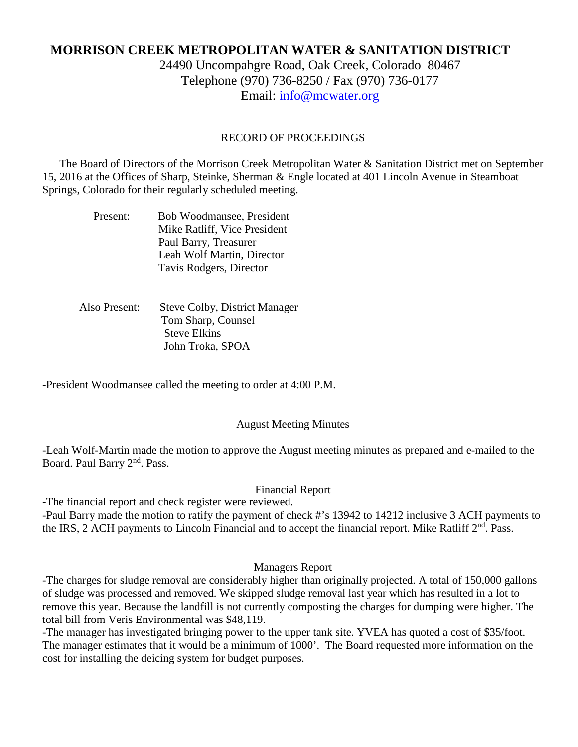# MORRISON CREEK METROPOLITAN WATER & SANITATION DISTRICT

24490 Uncompahgre Road, Oak Creek, Colorado 80467
Telephone (970) 736-8250 / Fax (970) 736-0177
Email: info@mcwater.org

## RECORD OF PROCEEDINGS

The Board of Directors of the Morrison Creek Metropolitan Water & Sanitation District met on September 15, 2016 at the Offices of Sharp, Steinke, Sherman & Engle located at 401 Lincoln Avenue in Steamboat Springs, Colorado for their regularly scheduled meeting.

Present:
- Bob Woodmansee, President
- Mike Ratliff, Vice President
- Paul Barry, Treasurer
- Leah Wolf Martin, Director
- Tavis Rodgers, Director

Also Present:
- Steve Colby, District Manager
- Tom Sharp, Counsel
- Steve Elkins
- John Troka, SPOA

-President Woodmansee called the meeting to order at 4:00 P.M.

### August Meeting Minutes

-Leah Wolf-Martin made the motion to approve the August meeting minutes as prepared and e-mailed to the Board. Paul Barry 2nd. Pass.

### Financial Report

-The financial report and check register were reviewed.
-Paul Barry made the motion to ratify the payment of check #'s 13942 to 14212 inclusive 3 ACH payments to the IRS, 2 ACH payments to Lincoln Financial and to accept the financial report. Mike Ratliff 2nd. Pass.

### Managers Report

-The charges for sludge removal are considerably higher than originally projected. A total of 150,000 gallons of sludge was processed and removed. We skipped sludge removal last year which has resulted in a lot to remove this year. Because the landfill is not currently composting the charges for dumping were higher. The total bill from Veris Environmental was $48,119.
-The manager has investigated bringing power to the upper tank site. YVEA has quoted a cost of $35/foot. The manager estimates that it would be a minimum of 1000'. The Board requested more information on the cost for installing the deicing system for budget purposes.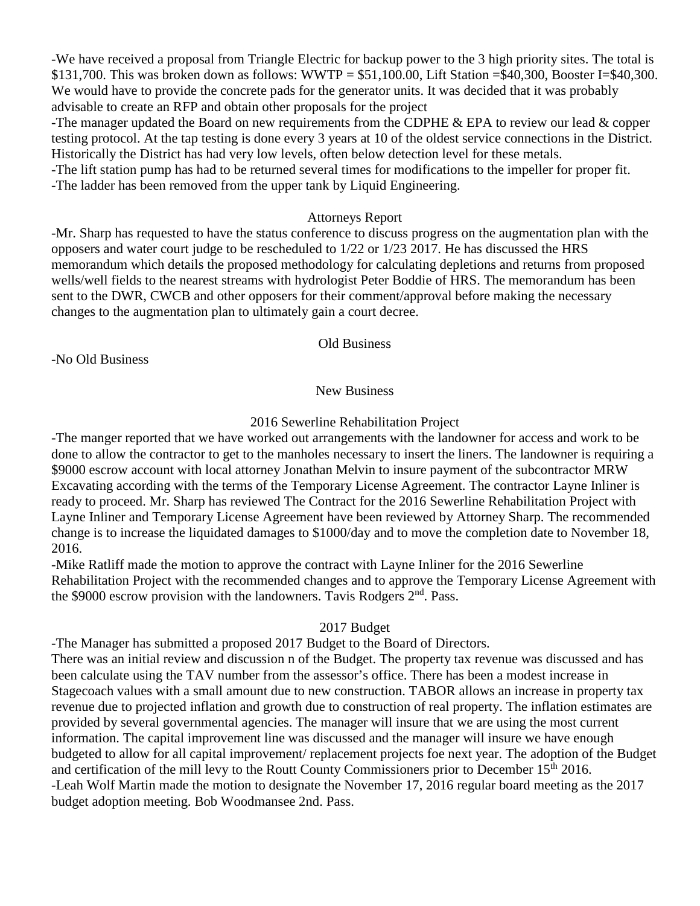-We have received a proposal from Triangle Electric for backup power to the 3 high priority sites. The total is $131,700. This was broken down as follows: WWTP = $51,100.00, Lift Station =$40,300, Booster I=$40,300. We would have to provide the concrete pads for the generator units. It was decided that it was probably advisable to create an RFP and obtain other proposals for the project

-The manager updated the Board on new requirements from the CDPHE & EPA to review our lead & copper testing protocol. At the tap testing is done every 3 years at 10 of the oldest service connections in the District. Historically the District has had very low levels, often below detection level for these metals.

-The lift station pump has had to be returned several times for modifications to the impeller for proper fit.

-The ladder has been removed from the upper tank by Liquid Engineering.

## Attorneys Report

-Mr. Sharp has requested to have the status conference to discuss progress on the augmentation plan with the opposers and water court judge to be rescheduled to 1/22 or 1/23 2017. He has discussed the HRS memorandum which details the proposed methodology for calculating depletions and returns from proposed wells/well fields to the nearest streams with hydrologist Peter Boddie of HRS. The memorandum has been sent to the DWR, CWCB and other opposers for their comment/approval before making the necessary changes to the augmentation plan to ultimately gain a court decree.

## Old Business

-No Old Business

## New Business

### 2016 Sewerline Rehabilitation Project

-The manger reported that we have worked out arrangements with the landowner for access and work to be done to allow the contractor to get to the manholes necessary to insert the liners. The landowner is requiring a $9000 escrow account with local attorney Jonathan Melvin to insure payment of the subcontractor MRW Excavating according with the terms of the Temporary License Agreement. The contractor Layne Inliner is ready to proceed. Mr. Sharp has reviewed The Contract for the 2016 Sewerline Rehabilitation Project with Layne Inliner and Temporary License Agreement have been reviewed by Attorney Sharp. The recommended change is to increase the liquidated damages to $1000/day and to move the completion date to November 18, 2016.

-Mike Ratliff made the motion to approve the contract with Layne Inliner for the 2016 Sewerline Rehabilitation Project with the recommended changes and to approve the Temporary License Agreement with the $9000 escrow provision with the landowners. Tavis Rodgers 2nd. Pass.

### 2017 Budget

-The Manager has submitted a proposed 2017 Budget to the Board of Directors.

There was an initial review and discussion n of the Budget. The property tax revenue was discussed and has been calculate using the TAV number from the assessor's office. There has been a modest increase in Stagecoach values with a small amount due to new construction. TABOR allows an increase in property tax revenue due to projected inflation and growth due to construction of real property. The inflation estimates are provided by several governmental agencies. The manager will insure that we are using the most current information. The capital improvement line was discussed and the manager will insure we have enough budgeted to allow for all capital improvement/ replacement projects foe next year. The adoption of the Budget and certification of the mill levy to the Routt County Commissioners prior to December 15th 2016.

-Leah Wolf Martin made the motion to designate the November 17, 2016 regular board meeting as the 2017 budget adoption meeting. Bob Woodmansee 2nd. Pass.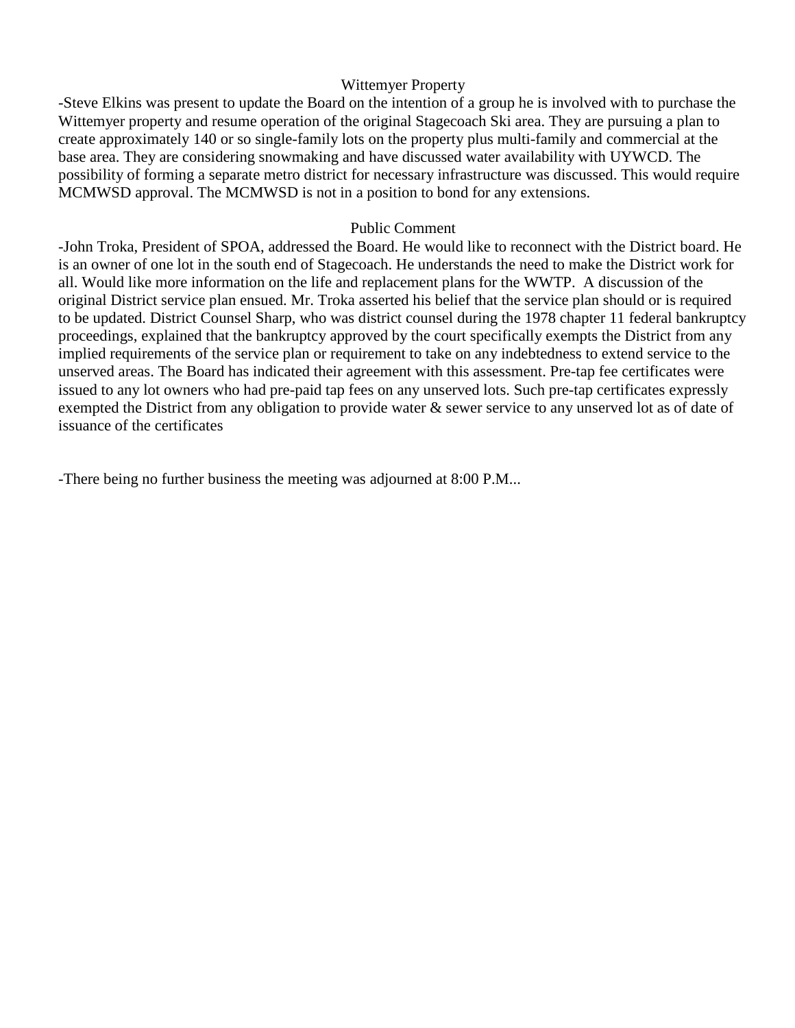### Wittemyer Property

-Steve Elkins was present to update the Board on the intention of a group he is involved with to purchase the Wittemyer property and resume operation of the original Stagecoach Ski area. They are pursuing a plan to create approximately 140 or so single-family lots on the property plus multi-family and commercial at the base area. They are considering snowmaking and have discussed water availability with UYWCD. The possibility of forming a separate metro district for necessary infrastructure was discussed. This would require MCMWSD approval. The MCMWSD is not in a position to bond for any extensions.

### Public Comment

-John Troka, President of SPOA, addressed the Board. He would like to reconnect with the District board. He is an owner of one lot in the south end of Stagecoach. He understands the need to make the District work for all. Would like more information on the life and replacement plans for the WWTP. A discussion of the original District service plan ensued. Mr. Troka asserted his belief that the service plan should or is required to be updated. District Counsel Sharp, who was district counsel during the 1978 chapter 11 federal bankruptcy proceedings, explained that the bankruptcy approved by the court specifically exempts the District from any implied requirements of the service plan or requirement to take on any indebtedness to extend service to the unserved areas. The Board has indicated their agreement with this assessment. Pre-tap fee certificates were issued to any lot owners who had pre-paid tap fees on any unserved lots. Such pre-tap certificates expressly exempted the District from any obligation to provide water & sewer service to any unserved lot as of date of issuance of the certificates

-There being no further business the meeting was adjourned at 8:00 P.M...